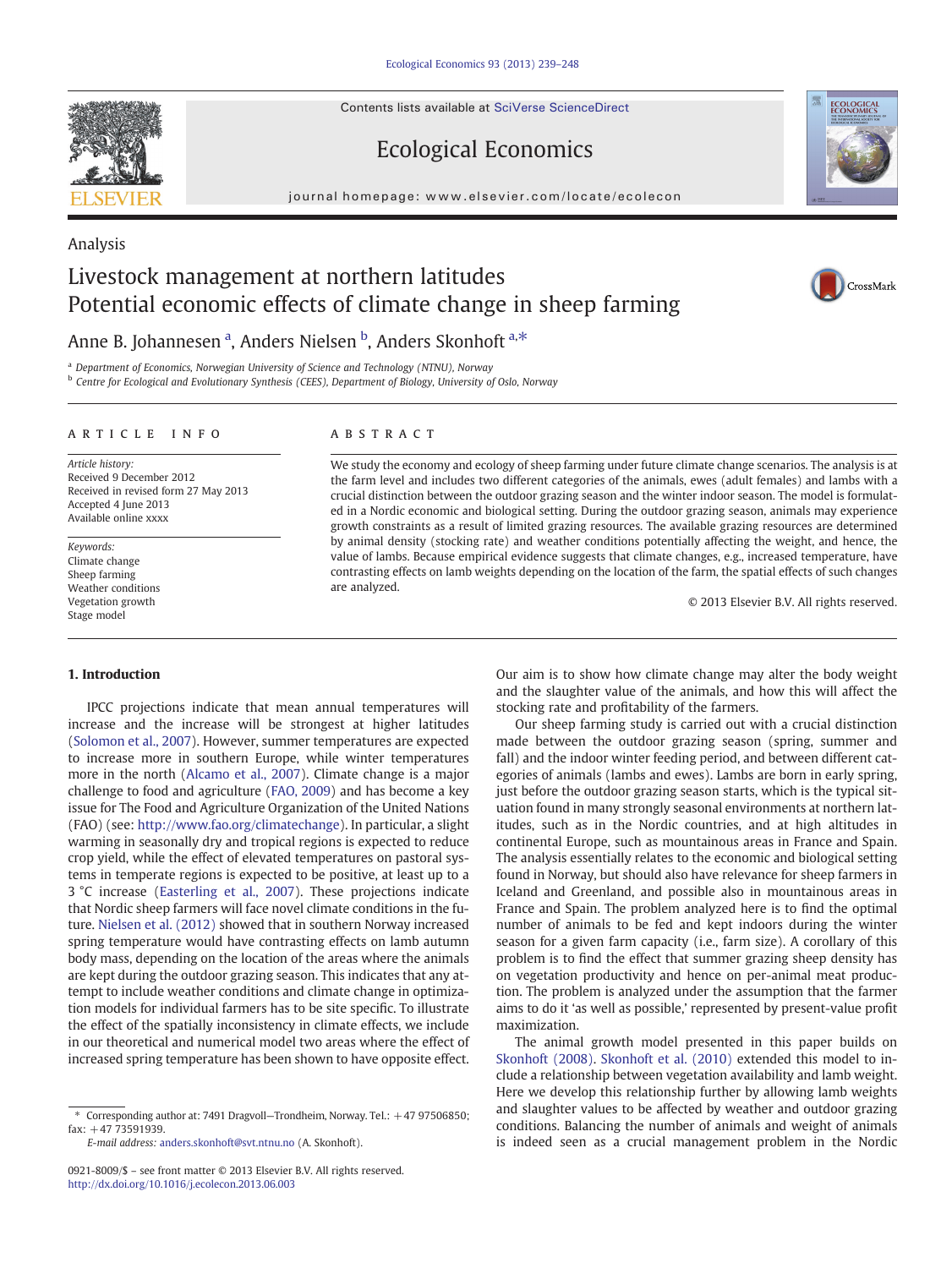Analysis

# Livestock management at northern latitudes
# Potential economic effects of climate change in sheep farming

Anne B. Johannesen [a], Anders Nielsen [b], Anders Skonhoft [a,*]

[a] Department of Economics, Norwegian University of Science and Technology (NTNU), Norway
[b] Centre for Ecological and Evolutionary Synthesis (CEES), Department of Biology, University of Oslo, Norway

**ARTICLE INFO**

*Article history:*
Received 9 December 2012
Received in revised form 27 May 2013
Accepted 4 June 2013
Available online xxxx

*Keywords:*
Climate change
Sheep farming
Weather conditions
Vegetation growth
Stage model

**ABSTRACT**

We study the economy and ecology of sheep farming under future climate change scenarios. The analysis is at the farm level and includes two different categories of the animals, ewes (adult females) and lambs with a crucial distinction between the outdoor grazing season and the winter indoor season. The model is formulated in a Nordic economic and biological setting. During the outdoor grazing season, animals may experience growth constraints as a result of limited grazing resources. The available grazing resources are determined by animal density (stocking rate) and weather conditions potentially affecting the weight, and hence, the value of lambs. Because empirical evidence suggests that climate changes, e.g., increased temperature, have contrasting effects on lamb weights depending on the location of the farm, the spatial effects of such changes are analyzed.

© 2013 Elsevier B.V. All rights reserved.

## 1. Introduction

IPCC projections indicate that mean annual temperatures will increase and the increase will be strongest at higher latitudes (Solomon et al., 2007). However, summer temperatures are expected to increase more in southern Europe, while winter temperatures more in the north (Alcamo et al., 2007). Climate change is a major challenge to food and agriculture (FAO, 2009) and has become a key issue for The Food and Agriculture Organization of the United Nations (FAO) (see: http://www.fao.org/climatechange). In particular, a slight warming in seasonally dry and tropical regions is expected to reduce crop yield, while the effect of elevated temperatures on pastoral systems in temperate regions is expected to be positive, at least up to a 3 °C increase (Easterling et al., 2007). These projections indicate that Nordic sheep farmers will face novel climate conditions in the future. Nielsen et al. (2012) showed that in southern Norway increased spring temperature would have contrasting effects on lamb autumn body mass, depending on the location of the areas where the animals are kept during the outdoor grazing season. This indicates that any attempt to include weather conditions and climate change in optimization models for individual farmers has to be site specific. To illustrate the effect of the spatially inconsistency in climate effects, we include in our theoretical and numerical model two areas where the effect of increased spring temperature has been shown to have opposite effect.

Our aim is to show how climate change may alter the body weight and the slaughter value of the animals, and how this will affect the stocking rate and profitability of the farmers.

Our sheep farming study is carried out with a crucial distinction made between the outdoor grazing season (spring, summer and fall) and the indoor winter feeding period, and between different categories of animals (lambs and ewes). Lambs are born in early spring, just before the outdoor grazing season starts, which is the typical situation found in many strongly seasonal environments at northern latitudes, such as in the Nordic countries, and at high altitudes in continental Europe, such as mountainous areas in France and Spain. The analysis essentially relates to the economic and biological setting found in Norway, but should also have relevance for sheep farmers in Iceland and Greenland, and possible also in mountainous areas in France and Spain. The problem analyzed here is to find the optimal number of animals to be fed and kept indoors during the winter season for a given farm capacity (i.e., farm size). A corollary of this problem is to find the effect that summer grazing sheep density has on vegetation productivity and hence on per-animal meat production. The problem is analyzed under the assumption that the farmer aims to do it 'as well as possible,' represented by present-value profit maximization.

The animal growth model presented in this paper builds on Skonhoft (2008). Skonhoft et al. (2010) extended this model to include a relationship between vegetation availability and lamb weight. Here we develop this relationship further by allowing lamb weights and slaughter values to be affected by weather and outdoor grazing conditions. Balancing the number of animals and weight of animals is indeed seen as a crucial management problem in the Nordic

* Corresponding author at: 7491 Dragvoll—Trondheim, Norway. Tel.: +47 97506850; fax: +47 73591939.
*E-mail address:* anders.skonhoft@svt.ntnu.no (A. Skonhoft).

0921-8009/$ – see front matter © 2013 Elsevier B.V. All rights reserved.
http://dx.doi.org/10.1016/j.ecolecon.2013.06.003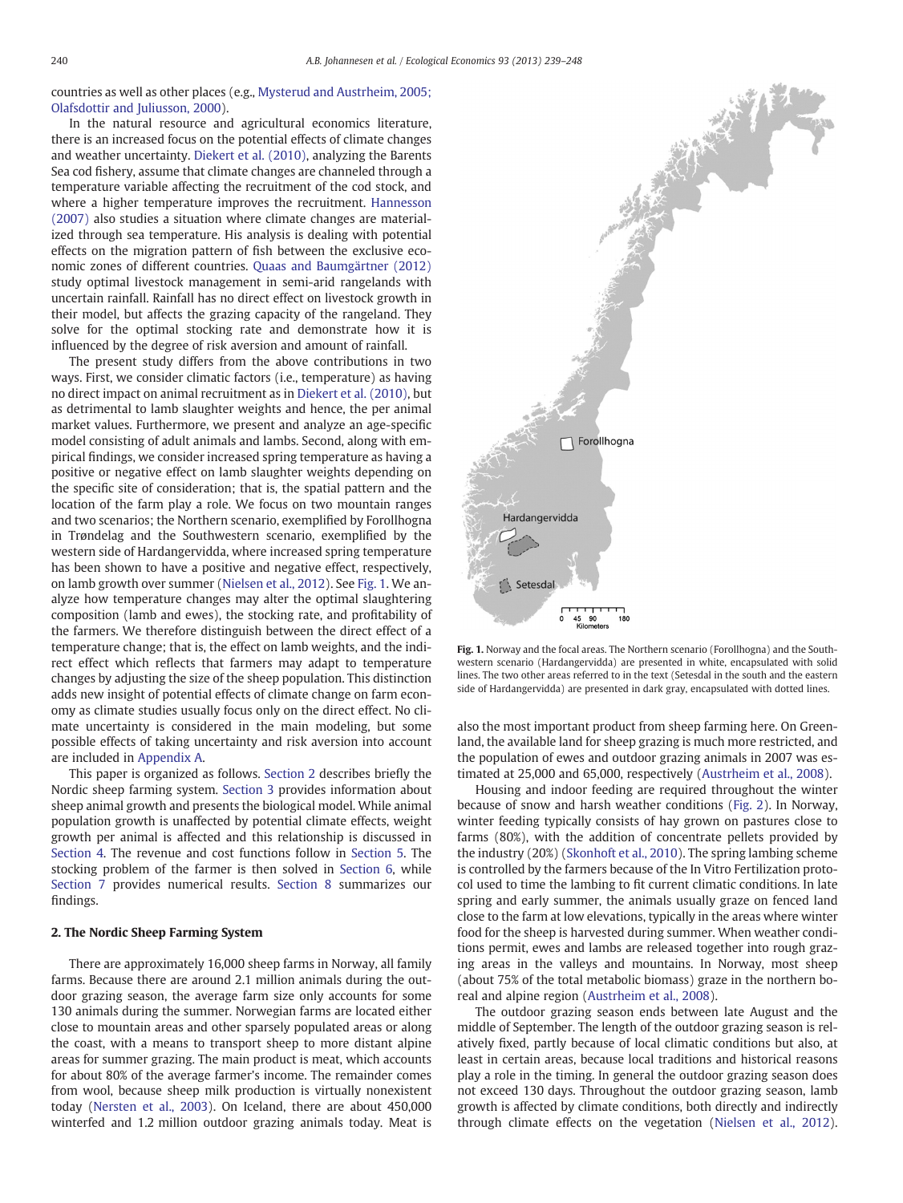countries as well as other places (e.g., Mysterud and Austrheim, 2005; Olafsdottir and Juliusson, 2000).

In the natural resource and agricultural economics literature, there is an increased focus on the potential effects of climate changes and weather uncertainty. Diekert et al. (2010), analyzing the Barents Sea cod fishery, assume that climate changes are channeled through a temperature variable affecting the recruitment of the cod stock, and where a higher temperature improves the recruitment. Hannesson (2007) also studies a situation where climate changes are materialized through sea temperature. His analysis is dealing with potential effects on the migration pattern of fish between the exclusive economic zones of different countries. Quaas and Baumgärtner (2012) study optimal livestock management in semi-arid rangelands with uncertain rainfall. Rainfall has no direct effect on livestock growth in their model, but affects the grazing capacity of the rangeland. They solve for the optimal stocking rate and demonstrate how it is influenced by the degree of risk aversion and amount of rainfall.

The present study differs from the above contributions in two ways. First, we consider climatic factors (i.e., temperature) as having no direct impact on animal recruitment as in Diekert et al. (2010), but as detrimental to lamb slaughter weights and hence, the per animal market values. Furthermore, we present and analyze an age-specific model consisting of adult animals and lambs. Second, along with empirical findings, we consider increased spring temperature as having a positive or negative effect on lamb slaughter weights depending on the specific site of consideration; that is, the spatial pattern and the location of the farm play a role. We focus on two mountain ranges and two scenarios; the Northern scenario, exemplified by Forollhogna in Trøndelag and the Southwestern scenario, exemplified by the western side of Hardangervidda, where increased spring temperature has been shown to have a positive and negative effect, respectively, on lamb growth over summer (Nielsen et al., 2012). See Fig. 1. We analyze how temperature changes may alter the optimal slaughtering composition (lamb and ewes), the stocking rate, and profitability of the farmers. We therefore distinguish between the direct effect of a temperature change; that is, the effect on lamb weights, and the indirect effect which reflects that farmers may adapt to temperature changes by adjusting the size of the sheep population. This distinction adds new insight of potential effects of climate change on farm economy as climate studies usually focus only on the direct effect. No climate uncertainty is considered in the main modeling, but some possible effects of taking uncertainty and risk aversion into account are included in Appendix A.

This paper is organized as follows. Section 2 describes briefly the Nordic sheep farming system. Section 3 provides information about sheep animal growth and presents the biological model. While animal population growth is unaffected by potential climate effects, weight growth per animal is affected and this relationship is discussed in Section 4. The revenue and cost functions follow in Section 5. The stocking problem of the farmer is then solved in Section 6, while Section 7 provides numerical results. Section 8 summarizes our findings.

## 2. The Nordic Sheep Farming System

There are approximately 16,000 sheep farms in Norway, all family farms. Because there are around 2.1 million animals during the outdoor grazing season, the average farm size only accounts for some 130 animals during the summer. Norwegian farms are located either close to mountain areas and other sparsely populated areas or along the coast, with a means to transport sheep to more distant alpine areas for summer grazing. The main product is meat, which accounts for about 80% of the average farmer's income. The remainder comes from wool, because sheep milk production is virtually nonexistent today (Nersten et al., 2003). On Iceland, there are about 450,000 winterfed and 1.2 million outdoor grazing animals today. Meat is also the most important product from sheep farming here. On Greenland, the available land for sheep grazing is much more restricted, and the population of ewes and outdoor grazing animals in 2007 was estimated at 25,000 and 65,000, respectively (Austrheim et al., 2008).

Housing and indoor feeding are required throughout the winter because of snow and harsh weather conditions (Fig. 2). In Norway, winter feeding typically consists of hay grown on pastures close to farms (80%), with the addition of concentrate pellets provided by the industry (20%) (Skonhoft et al., 2010). The spring lambing scheme is controlled by the farmers because of the In Vitro Fertilization protocol used to time the lambing to fit current climatic conditions. In late spring and early summer, the animals usually graze on fenced land close to the farm at low elevations, typically in the areas where winter food for the sheep is harvested during summer. When weather conditions permit, ewes and lambs are released together into rough grazing areas in the valleys and mountains. In Norway, most sheep (about 75% of the total metabolic biomass) graze in the northern boreal and alpine region (Austrheim et al., 2008).

The outdoor grazing season ends between late August and the middle of September. The length of the outdoor grazing season is relatively fixed, partly because of local climatic conditions but also, at least in certain areas, because local traditions and historical reasons play a role in the timing. In general the outdoor grazing season does not exceed 130 days. Throughout the outdoor grazing season, lamb growth is affected by climate conditions, both directly and indirectly through climate effects on the vegetation (Nielsen et al., 2012).

Fig. 1. Norway and the focal areas. The Northern scenario (Forollhogna) and the Southwestern scenario (Hardangervidda) are presented in white, encapsulated with solid lines. The two other areas referred to in the text (Setesdal in the south and the eastern side of Hardangervidda) are presented in dark gray, encapsulated with dotted lines.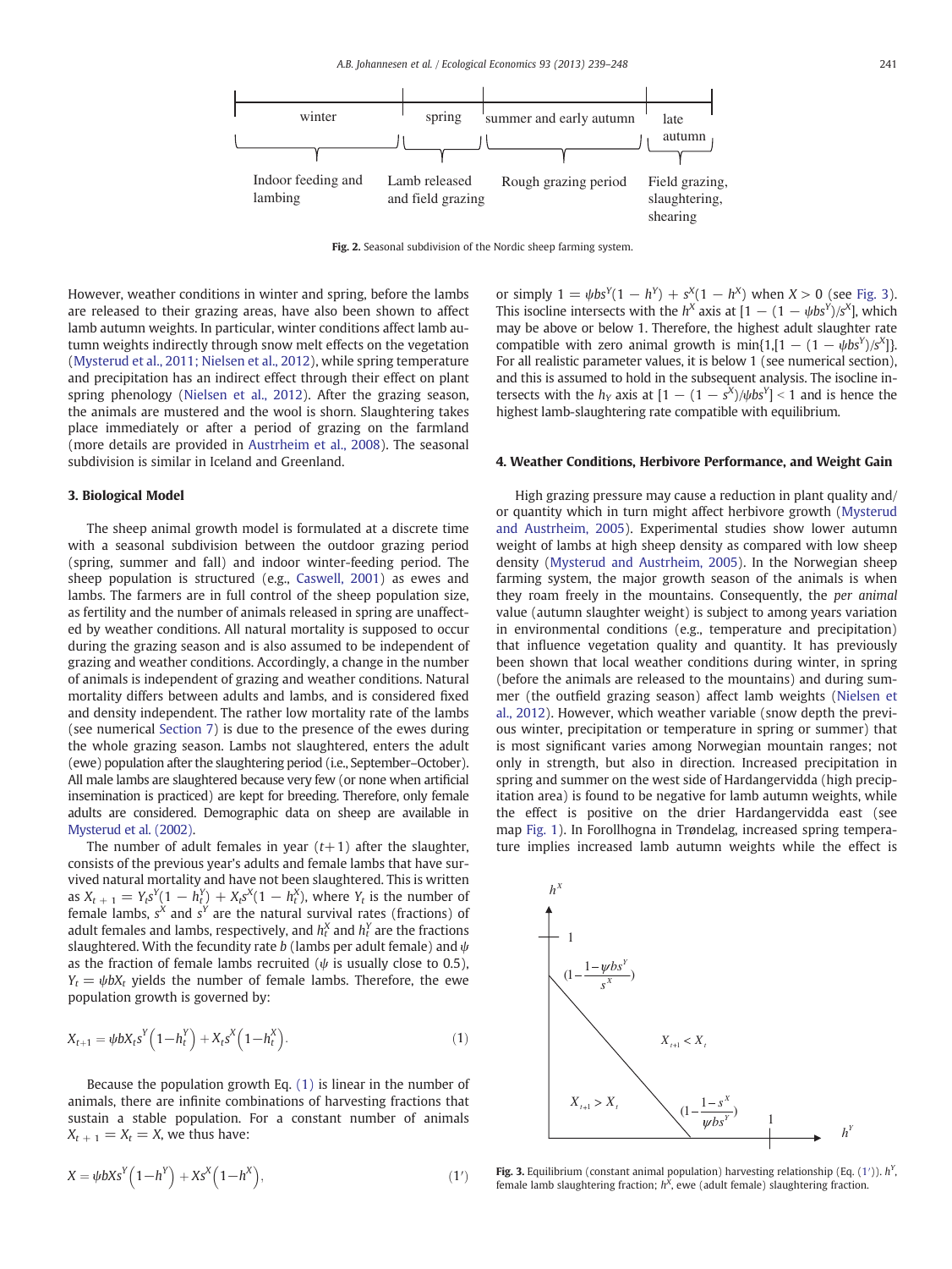Fig. 2. Seasonal subdivision of the Nordic sheep farming system.

However, weather conditions in winter and spring, before the lambs are released to their grazing areas, have also been shown to affect lamb autumn weights. In particular, winter conditions affect lamb autumn weights indirectly through snow melt effects on the vegetation (Mysterud et al., 2011; Nielsen et al., 2012), while spring temperature and precipitation has an indirect effect through their effect on plant spring phenology (Nielsen et al., 2012). After the grazing season, the animals are mustered and the wool is shorn. Slaughtering takes place immediately or after a period of grazing on the farmland (more details are provided in Austrheim et al., 2008). The seasonal subdivision is similar in Iceland and Greenland.

## 3. Biological Model

The sheep animal growth model is formulated at a discrete time with a seasonal subdivision between the outdoor grazing period (spring, summer and fall) and indoor winter-feeding period. The sheep population is structured (e.g., Caswell, 2001) as ewes and lambs. The farmers are in full control of the sheep population size, as fertility and the number of animals released in spring are unaffected by weather conditions. All natural mortality is supposed to occur during the grazing season and is also assumed to be independent of grazing and weather conditions. Accordingly, a change in the number of animals is independent of grazing and weather conditions. Natural mortality differs between adults and lambs, and is considered fixed and density independent. The rather low mortality rate of the lambs (see numerical Section 7) is due to the presence of the ewes during the whole grazing season. Lambs not slaughtered, enters the adult (ewe) population after the slaughtering period (i.e., September–October). All male lambs are slaughtered because very few (or none when artificial insemination is practiced) are kept for breeding. Therefore, only female adults are considered. Demographic data on sheep are available in Mysterud et al. (2002).

The number of adult females in year $(t+1)$ after the slaughter, consists of the previous year's adults and female lambs that have survived natural mortality and have not been slaughtered. This is written as $X_{t+1} = Y_t s^Y(1 - h_t^Y) + X_t s^X(1 - h_t^X)$, where $Y_t$ is the number of female lambs, $s^X$ and $s^Y$ are the natural survival rates (fractions) of adult females and lambs, respectively, and $h_t^X$ and $h_t^Y$ are the fractions slaughtered. With the fecundity rate $b$ (lambs per adult female) and $\psi$ as the fraction of female lambs recruited ($\psi$ is usually close to 0.5), $Y_t = \psi b X_t$ yields the number of female lambs. Therefore, the ewe population growth is governed by:

$$X_{t+1} = \psi b X_t s^Y\left(1 - h_t^Y\right) + X_t s^X\left(1 - h_t^X\right). \tag{1}$$

Because the population growth Eq. (1) is linear in the number of animals, there are infinite combinations of harvesting fractions that sustain a stable population. For a constant number of animals $X_{t+1} = X_t = X$, we thus have:

$$X = \psi b X s^Y\left(1 - h^Y\right) + X s^X\left(1 - h^X\right), \tag{1'}$$

or simply $1 = \psi b s^Y(1 - h^Y) + s^X(1 - h^X)$ when $X > 0$ (see Fig. 3). This isocline intersects with the $h^X$ axis at $[1 - (1 - \psi b s^Y)/s^X]$, which may be above or below 1. Therefore, the highest adult slaughter rate compatible with zero animal growth is $\min\{1,[1 - (1 - \psi b s^Y)/s^X]\}$. For all realistic parameter values, it is below 1 (see numerical section), and this is assumed to hold in the subsequent analysis. The isocline intersects with the $h_Y$ axis at $[1 - (1 - s^X)/\psi b s^Y] < 1$ and is hence the highest lamb-slaughtering rate compatible with equilibrium.

## 4. Weather Conditions, Herbivore Performance, and Weight Gain

High grazing pressure may cause a reduction in plant quality and/or quantity which in turn might affect herbivore growth (Mysterud and Austrheim, 2005). Experimental studies show lower autumn weight of lambs at high sheep density as compared with low sheep density (Mysterud and Austrheim, 2005). In the Norwegian sheep farming system, the major growth season of the animals is when they roam freely in the mountains. Consequently, the *per animal* value (autumn slaughter weight) is subject to among years variation in environmental conditions (e.g., temperature and precipitation) that influence vegetation quality and quantity. It has previously been shown that local weather conditions during winter, in spring (before the animals are released to the mountains) and during summer (the outfield grazing season) affect lamb weights (Nielsen et al., 2012). However, which weather variable (snow depth the previous winter, precipitation or temperature in spring or summer) that is most significant varies among Norwegian mountain ranges; not only in strength, but also in direction. Increased precipitation in spring and summer on the west side of Hardangervidda (high precipitation area) is found to be negative for lamb autumn weights, while the effect is positive on the drier Hardangervidda east (see map Fig. 1). In Forollhogna in Trøndelag, increased spring temperature implies increased lamb autumn weights while the effect is

Fig. 3. Equilibrium (constant animal population) harvesting relationship (Eq. (1′)). $h^Y$, female lamb slaughtering fraction; $h^X$, ewe (adult female) slaughtering fraction.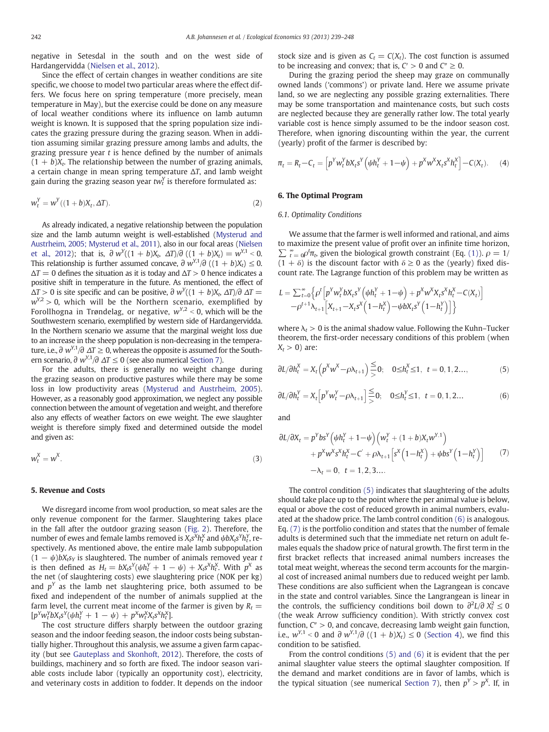negative in Setesdal in the south and on the west side of Hardangervidda (Nielsen et al., 2012).

Since the effect of certain changes in weather conditions are site specific, we choose to model two particular areas where the effect differs. We focus here on spring temperature (more precisely, mean temperature in May), but the exercise could be done on any measure of local weather conditions where its influence on lamb autumn weight is known. It is supposed that the spring population size indicates the grazing pressure during the grazing season. When in addition assuming similar grazing pressure among lambs and adults, the grazing pressure year $t$ is hence defined by the number of animals $(1 + b)X_t$. The relationship between the number of grazing animals, a certain change in mean spring temperature $\Delta T$, and lamb weight gain during the grazing season year $tw_t^Y$ is therefore formulated as:

$$w_t^Y = w^Y((1+b)X_t, \Delta T). \tag{2}$$

As already indicated, a negative relationship between the population size and the lamb autumn weight is well-established (Mysterud and Austrheim, 2005; Mysterud et al., 2011), also in our focal areas (Nielsen et al., 2012); that is, $\partial w^Y((1 + b)X_t, \Delta T)/\partial((1 + b)X_t) = w^{Y,1} < 0$. This relationship is further assumed concave, $\partial w^{Y,1}/\partial((1 + b)X_t) \leq 0$. $\Delta T = 0$ defines the situation as it is today and $\Delta T > 0$ hence indicates a positive shift in temperature in the future. As mentioned, the effect of $\Delta T > 0$ is site specific and can be positive, $\partial w^Y((1 + b)X_t, \Delta T)/\partial \Delta T = w^{Y,2} > 0$, which will be the Northern scenario, exemplified by Forollhogna in Trøndelag, or negative, $w^{Y,2} < 0$, which will be the Southwestern scenario, exemplified by western side of Hardangervidda. In the Northern scenario we assume that the marginal weight loss due to an increase in the sheep population is non-decreasing in the temperature, i.e., $\partial w^{Y,1}/\partial \Delta T \geq 0$, whereas the opposite is assumed for the Southern scenario, $\partial w^{Y,1}/\partial \Delta T \leq 0$ (see also numerical Section 7).

For the adults, there is generally no weight change during the grazing season on productive pastures while there may be some loss in low productivity areas (Mysterud and Austrheim, 2005). However, as a reasonably good approximation, we neglect any possible connection between the amount of vegetation and weight, and therefore also any effects of weather factors on ewe weight. The ewe slaughter weight is therefore simply fixed and determined outside the model and given as:

$$w_t^X = w^X. \tag{3}$$

## 5. Revenue and Costs

We disregard income from wool production, so meat sales are the only revenue component for the farmer. Slaughtering takes place in the fall after the outdoor grazing season (Fig. 2). Therefore, the number of ewes and female lambs removed is $X_t s^X h_t^X$ and $\psi b X_t s^Y h_t^Y$, respectively. As mentioned above, the entire male lamb subpopulation $(1 - \psi)bX_t s_Y$ is slaughtered. The number of animals removed year $t$ is then defined as $H_t = bX_t s^Y(\psi h_t^Y + 1 - \psi) + X_t s^X h_t^X$. With $p^X$ as the net (of slaughtering costs) ewe slaughtering price (NOK per kg) and $p^Y$ as the lamb net slaughtering price, both assumed to be fixed and independent of the number of animals supplied at the farm level, the current meat income of the farmer is given by $R_t = [p^Y w_t^Y b X_t s^Y(\psi h_t^Y + 1 - \psi) + p^X w_t^X X_t s^X h_t^X]$.

The cost structure differs sharply between the outdoor grazing season and the indoor feeding season, the indoor costs being substantially higher. Throughout this analysis, we assume a given farm capacity (but see Gauteplass and Skonhoft, 2012). Therefore, the costs of buildings, machinery and so forth are fixed. The indoor season variable costs include labor (typically an opportunity cost), electricity, and veterinary costs in addition to fodder. It depends on the indoor stock size and is given as $C_t = C(X_t)$. The cost function is assumed to be increasing and convex; that is, $C' > 0$ and $C'' \geq 0$.

During the grazing period the sheep may graze on communally owned lands ('commons') or private land. Here we assume private land, so we are neglecting any possible grazing externalities. There may be some transportation and maintenance costs, but such costs are neglected because they are generally rather low. The total yearly variable cost is hence simply assumed to be the indoor season cost. Therefore, when ignoring discounting within the year, the current (yearly) profit of the farmer is described by:

$$\pi_t = R_t - C_t = \left[p^Y w_t^Y b X_t s^Y\left(\psi h_t^Y + 1 - \psi\right) + p^X w^X X_t s^X h_t^X\right] - C(X_t). \tag{4}$$

## 6. The Optimal Program

### 6.1. Optimality Conditions

We assume that the farmer is well informed and rational, and aims to maximize the present value of profit over an infinite time horizon, $\sum_{t=0}^{\infty} \rho^t \pi_t$, given the biological growth constraint (Eq. (1)). $\rho = 1/(1 + \delta)$ is the discount factor with $\delta \geq 0$ as the (yearly) fixed discount rate. The Lagrange function of this problem may be written as

$$L = \sum_{t=0}^{\infty}\Big\{\rho^t\left[p^Y w_t^Y b X_t s^Y\left(\psi h_t^Y + 1 - \psi\right) + p^X w^X X_t s^X h_t^X - C(X_t)\right] \\ -\rho^{t+1}\lambda_{t+1}\left[X_{t+1} - X_t s^X\left(1 - h_t^X\right) - \psi b X_t s^Y\left(1 - h_t^Y\right)\right]\Big\}$$

where $\lambda_t > 0$ is the animal shadow value. Following the Kuhn–Tucker theorem, the first-order necessary conditions of this problem (when $X_t > 0$) are:

$$\partial L/\partial h_t^X = X_t\left(p^X w^X - \rho\lambda_{t+1}\right) \lesseqgtr 0; \quad 0 \leq h_t^X \leq 1, \;\; t = 0, 1, 2..., \tag{5}$$

$$\partial L/\partial h_t^Y = X_t\left[p^Y w_t^Y - \rho\lambda_{t+1}\right] \lesseqgtr 0; \quad 0 \leq h_t^Y \leq 1, \;\; t = 0, 1, 2... \tag{6}$$

and

$$\begin{aligned}\partial L/\partial X_t = \; & p^Y b s^Y\left(\psi h_t^Y + 1 - \psi\right)\left(w_t^Y + (1+b)X_t w^{Y,1}\right) \\ & + p^X w^X s^X h_t^X - C' + \rho\lambda_{t+1}\left[s^X\left(1 - h_t^X\right) + \psi b s^Y\left(1 - h_t^Y\right)\right] \\ & - \lambda_t = 0, \;\; t = 1, 2, 3....\end{aligned} \tag{7}$$

The control condition (5) indicates that slaughtering of the adults should take place up to the point where the per animal value is below, equal or above the cost of reduced growth in animal numbers, evaluated at the shadow price. The lamb control condition (6) is analogous. Eq. (7) is the portfolio condition and states that the number of female adults is determined such that the immediate net return on adult females equals the shadow price of natural growth. The first term in the first bracket reflects that increased animal numbers increases the total meat weight, whereas the second term accounts for the marginal cost of increased animal numbers due to reduced weight per lamb. These conditions are also sufficient when the Lagrangean is concave in the state and control variables. Since the Langrangean is linear in the controls, the sufficiency conditions boil down to $\partial^2 L/\partial X_t^2 \leq 0$ (the weak Arrow sufficiency condition). With strictly convex cost function, $C'' > 0$, and concave, decreasing lamb weight gain function, i.e., $w^{Y,1} < 0$ and $\partial w^{Y,1}/\partial((1 + b)X_t) \leq 0$ (Section 4), we find this condition to be satisfied.

From the control conditions (5) and (6) it is evident that the per animal slaughter value steers the optimal slaughter composition. If the demand and market conditions are in favor of lambs, which is the typical situation (see numerical Section 7), then $p^Y > p^X$. If, in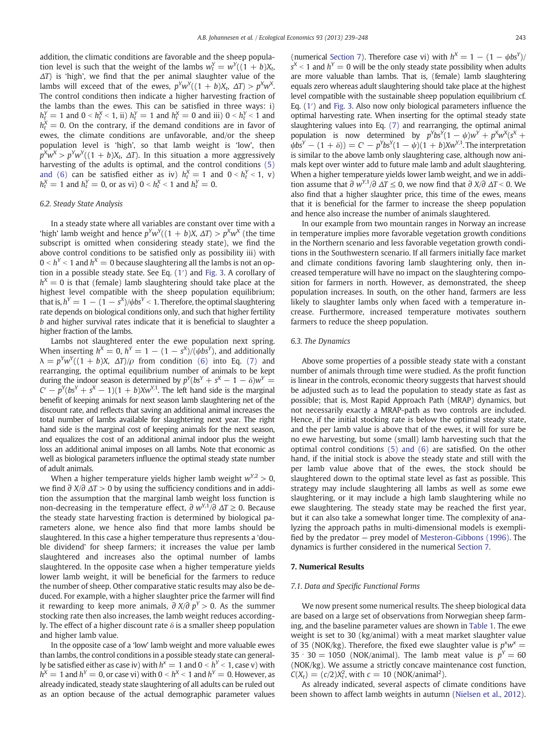addition, the climatic conditions are favorable and the sheep population level is such that the weight of the lambs $w_t^Y = w^Y((1+b)X_t, \Delta T)$ is 'high', we find that the per animal slaughter value of the lambs will exceed that of the ewes, $p^Y w^Y((1+b)X_t, \Delta T) > p^X w^X$. The control conditions then indicate a higher harvesting fraction of the lambs than the ewes. This can be satisfied in three ways: i) $h_t^Y = 1$ and $0 < h_t^X < 1$, ii) $h_t^Y = 1$ and $h_t^X = 0$ and iii) $0 < h_t^Y < 1$ and $h_t^X = 0$. On the contrary, if the demand conditions are in favor of ewes, the climate conditions are unfavorable, and/or the sheep population level is 'high', so that lamb weight is 'low', then $p^X w^X > p^Y w^Y((1+b)X_t, \Delta T)$. In this situation a more aggressively harvesting of the adults is optimal, and the control conditions (5) and (6) can be satisfied either as iv) $h_t^X = 1$ and $0 < h_t^Y < 1$, v) $h_t^X = 1$ and $h_t^Y = 0$, or as vi) $0 < h_t^X < 1$ and $h_t^Y = 0$.

### 6.2. Steady State Analysis

In a steady state where all variables are constant over time with a 'high' lamb weight and hence $p^Y w^Y((1+b)X, \Delta T) > p^X w^X$ (the time subscript is omitted when considering steady state), we find the above control conditions to be satisfied only as possibility iii) with $0 < h^Y < 1$ and $h^X = 0$ because slaughtering all the lambs is not an option in a possible steady state. See Eq. (1′) and Fig. 3. A corollary of $h^X = 0$ is that (female) lamb slaughtering should take place at the highest level compatible with the sheep population equilibrium; that is, $h^Y = 1 - (1 - s^X)/\psi b s^Y < 1$. Therefore, the optimal slaughtering rate depends on biological conditions only, and such that higher fertility $b$ and higher survival rates indicate that it is beneficial to slaughter a higher fraction of the lambs.

Lambs not slaughtered enter the ewe population next spring. When inserting $h^X = 0$, $h^Y = 1 - (1 - s^X)/(\psi b s^Y)$, and additionally $\lambda = p^Y w^Y((1+b)X, \Delta T)/\rho$ from condition (6) into Eq. (7) and rearranging, the optimal equilibrium number of animals to be kept during the indoor season is determined by $p^Y(bs^Y + s^X - 1 - \delta)w^Y = C' - p^Y(bs^Y + s^X - 1)(1+b)Xw^{Y,1}$. The left hand side is the marginal benefit of keeping animals for next season lamb slaughtering net of the discount rate, and reflects that saving an additional animal increases the total number of lambs available for slaughtering next year. The right hand side is the marginal cost of keeping animals for the next season, and equalizes the cost of an additional animal indoor plus the weight loss an additional animal imposes on all lambs. Note that economic as well as biological parameters influence the optimal steady state number of adult animals.

When a higher temperature yields higher lamb weight $w^{Y,2} > 0$, we find $\partial X/\partial \Delta T > 0$ by using the sufficiency conditions and in addition the assumption that the marginal lamb weight loss function is non-decreasing in the temperature effect, $\partial w^{Y,1}/\partial \Delta T \geq 0$. Because the steady state harvesting fraction is determined by biological parameters alone, we hence also find that more lambs should be slaughtered. In this case a higher temperature thus represents a 'double dividend' for sheep farmers; it increases the value per lamb slaughtered and increases also the optimal number of lambs slaughtered. In the opposite case when a higher temperature yields lower lamb weight, it will be beneficial for the farmers to reduce the number of sheep. Other comparative static results may also be deduced. For example, with a higher slaughter price the farmer will find it rewarding to keep more animals, $\partial X/\partial p^Y > 0$. As the summer stocking rate then also increases, the lamb weight reduces accordingly. The effect of a higher discount rate $\delta$ is a smaller sheep population and higher lamb value.

In the opposite case of a 'low' lamb weight and more valuable ewes than lambs, the control conditions in a possible steady state can generally be satisfied either as case iv) with $h^X = 1$ and $0 < h^Y < 1$, case v) with $h^X = 1$ and $h^Y = 0$, or case vi) with $0 < h^X < 1$ and $h^Y = 0$. However, as already indicated, steady state slaughtering of all adults can be ruled out as an option because of the actual demographic parameter values (numerical Section 7). Therefore case vi) with $h^X = 1 - (1 - \psi b s^Y)/s^X < 1$ and $h^Y = 0$ will be the only steady state possibility when adults are more valuable than lambs. That is, (female) lamb slaughtering equals zero whereas adult slaughtering should take place at the highest level compatible with the sustainable sheep population equilibrium cf. Eq. (1′) and Fig. 3. Also now only biological parameters influence the optimal harvesting rate. When inserting for the optimal steady state slaughtering values into Eq. (7) and rearranging, the optimal animal population is now determined by $p^Y bs^Y(1-\psi)w^Y + p^X w^X(s^X + \psi b s^Y - (1+\delta)) = C' - p^Y bs^Y(1-\psi)(1+b)Xw^{Y,1}$. The interpretation is similar to the above lamb only slaughtering case, although now animals kept over winter add to future male lamb and adult slaughtering. When a higher temperature yields lower lamb weight, and we in addition assume that $\partial w^{Y,1}/\partial \Delta T \leq 0$, we now find that $\partial X/\partial \Delta T < 0$. We also find that a higher slaughter price, this time of the ewes, means that it is beneficial for the farmer to increase the sheep population and hence also increase the number of animals slaughtered.

In our example from two mountain ranges in Norway an increase in temperature implies more favorable vegetation growth conditions in the Northern scenario and less favorable vegetation growth conditions in the Southwestern scenario. If all farmers initially face market and climate conditions favoring lamb slaughtering only, then increased temperature will have no impact on the slaughtering composition for farmers in north. However, as demonstrated, the sheep population increases. In south, on the other hand, farmers are less likely to slaughter lambs only when faced with a temperature increase. Furthermore, increased temperature motivates southern farmers to reduce the sheep population.

### 6.3. The Dynamics

Above some properties of a possible steady state with a constant number of animals through time were studied. As the profit function is linear in the controls, economic theory suggests that harvest should be adjusted such as to lead the population to steady state as fast as possible; that is, Most Rapid Approach Path (MRAP) dynamics, but not necessarily exactly a MRAP-path as two controls are included. Hence, if the initial stocking rate is below the optimal steady state, and the per lamb value is above that of the ewes, it will for sure be no ewe harvesting, but some (small) lamb harvesting such that the optimal control conditions (5) and (6) are satisfied. On the other hand, if the initial stock is above the steady state and still with the per lamb value above that of the ewes, the stock should be slaughtered down to the optimal state level as fast as possible. This strategy may include slaughtering all lambs as well as some ewe slaughtering, or it may include a high lamb slaughtering while no ewe slaughtering. The steady state may be reached the first year, but it can also take a somewhat longer time. The complexity of analyzing the approach paths in multi-dimensional models is exemplified by the predator – prey model of Mesteron-Gibbons (1996). The dynamics is further considered in the numerical Section 7.

## 7. Numerical Results

### 7.1. Data and Specific Functional Forms

We now present some numerical results. The sheep biological data are based on a large set of observations from Norwegian sheep farming, and the baseline parameter values are shown in Table 1. The ewe weight is set to 30 (kg/animal) with a meat market slaughter value of 35 (NOK/kg). Therefore, the fixed ewe slaughter value is $p^x w^x = 35 \cdot 30 = 1050$ (NOK/animal). The lamb meat value is $p^Y = 60$ (NOK/kg). We assume a strictly concave maintenance cost function, $C(X_t) = (c/2)X_t^2$, with $c = 10$ (NOK/animal²).

As already indicated, several aspects of climate conditions have been shown to affect lamb weights in autumn (Nielsen et al., 2012).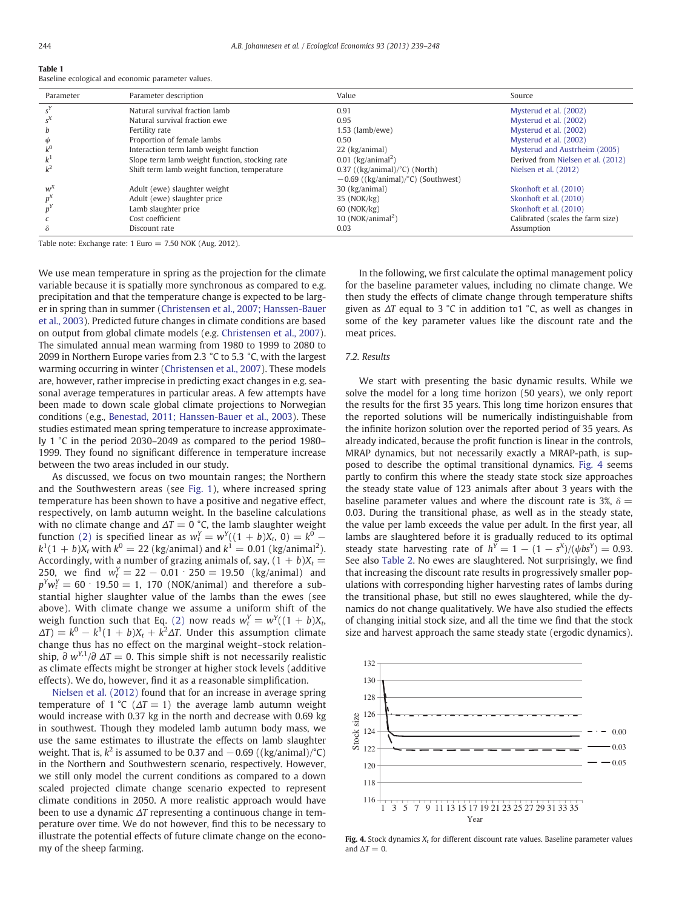**Table 1**
Baseline ecological and economic parameter values.

| Parameter | Parameter description | Value | Source |
|---|---|---|---|
| $s^Y$ | Natural survival fraction lamb | 0.91 | Mysterud et al. (2002) |
| $s^X$ | Natural survival fraction ewe | 0.95 | Mysterud et al. (2002) |
| $b$ | Fertility rate | 1.53 (lamb/ewe) | Mysterud et al. (2002) |
| $\psi$ | Proportion of female lambs | 0.50 | Mysterud et al. (2002) |
| $k^0$ | Interaction term lamb weight function | 22 (kg/animal) | Mysterud and Austrheim (2005) |
| $k^1$ | Slope term lamb weight function, stocking rate | 0.01 (kg/animal$^2$) | Derived from Nielsen et al. (2012) |
| $k^2$ | Shift term lamb weight function, temperature | 0.37 ((kg/animal)/°C) (North)<br>−0.69 ((kg/animal)/°C) (Southwest) | Nielsen et al. (2012) |
| $w^X$ | Adult (ewe) slaughter weight | 30 (kg/animal) | Skonhoft et al. (2010) |
| $p^X$ | Adult (ewe) slaughter price | 35 (NOK/kg) | Skonhoft et al. (2010) |
| $p^Y$ | Lamb slaughter price | 60 (NOK/kg) | Skonhoft et al. (2010) |
| $c$ | Cost coefficient | 10 (NOK/animal$^2$) | Calibrated (scales the farm size) |
| $\delta$ | Discount rate | 0.03 | Assumption |

Table note: Exchange rate: 1 Euro = 7.50 NOK (Aug. 2012).

We use mean temperature in spring as the projection for the climate variable because it is spatially more synchronous as compared to e.g. precipitation and that the temperature change is expected to be larger in spring than in summer (Christensen et al., 2007; Hanssen-Bauer et al., 2003). Predicted future changes in climate conditions are based on output from global climate models (e.g. Christensen et al., 2007). The simulated annual mean warming from 1980 to 1999 to 2080 to 2099 in Northern Europe varies from 2.3 °C to 5.3 °C, with the largest warming occurring in winter (Christensen et al., 2007). These models are, however, rather imprecise in predicting exact changes in e.g. seasonal average temperatures in particular areas. A few attempts have been made to down scale global climate projections to Norwegian conditions (e.g., Benestad, 2011; Hanssen-Bauer et al., 2003). These studies estimated mean spring temperature to increase approximately 1 °C in the period 2030–2049 as compared to the period 1980–1999. They found no significant difference in temperature increase between the two areas included in our study.

As discussed, we focus on two mountain ranges; the Northern and the Southwestern areas (see Fig. 1), where increased spring temperature has been shown to have a positive and negative effect, respectively, on lamb autumn weight. In the baseline calculations with no climate change and $\Delta T = 0$ °C, the lamb slaughter weight function (2) is specified linear as $w_t^Y = w^Y((1+b)X_t, 0) = k^0 - k^1(1+b)X_t$ with $k^0 = 22$ (kg/animal) and $k^1 = 0.01$ (kg/animal$^2$). Accordingly, with a number of grazing animals of, say, $(1+b)X_t = 250$, we find $w_t^Y = 22 - 0.01 \cdot 250 = 19.50$ (kg/animal) and $p^Y w_t^Y = 60 \cdot 19.50 = 1,170$ (NOK/animal) and therefore a substantial higher slaughter value of the lambs than the ewes (see above). With climate change we assume a uniform shift of the weigh function such that Eq. (2) now reads $w_t^Y = w^Y((1+b)X_t, \Delta T) = k^0 - k^1(1+b)X_t + k^2\Delta T$. Under this assumption climate change thus has no effect on the marginal weight–stock relationship, $\partial w^{Y,1}/\partial \Delta T = 0$. This simple shift is not necessarily realistic as climate effects might be stronger at higher stock levels (additive effects). We do, however, find it as a reasonable simplification.

Nielsen et al. (2012) found that for an increase in average spring temperature of 1 °C ($\Delta T = 1$) the average lamb autumn weight would increase with 0.37 kg in the north and decrease with 0.69 kg in southwest. Though they modeled lamb autumn body mass, we use the same estimates to illustrate the effects on lamb slaughter weight. That is, $k^2$ is assumed to be 0.37 and −0.69 ((kg/animal)/°C) in the Northern and Southwestern scenario, respectively. However, we still only model the current conditions as compared to a down scaled projected climate change scenario expected to represent climate conditions in 2050. A more realistic approach would have been to use a dynamic $\Delta T$ representing a continuous change in temperature over time. We do not however, find this to be necessary to illustrate the potential effects of future climate change on the economy of the sheep farming.

In the following, we first calculate the optimal management policy for the baseline parameter values, including no climate change. We then study the effects of climate change through temperature shifts given as $\Delta T$ equal to 3 °C in addition to1 °C, as well as changes in some of the key parameter values like the discount rate and the meat prices.

### 7.2. Results

We start with presenting the basic dynamic results. While we solve the model for a long time horizon (50 years), we only report the results for the first 35 years. This long time horizon ensures that the reported solutions will be numerically indistinguishable from the infinite horizon solution over the reported period of 35 years. As already indicated, because the profit function is linear in the controls, MRAP dynamics, but not necessarily exactly a MRAP-path, is supposed to describe the optimal transitional dynamics. Fig. 4 seems partly to confirm this where the steady state stock size approaches the steady state value of 123 animals after about 3 years with the baseline parameter values and where the discount rate is 3%, $\delta = 0.03$. During the transitional phase, as well as in the steady state, the value per lamb exceeds the value per adult. In the first year, all lambs are slaughtered before it is gradually reduced to its optimal steady state harvesting rate of $h^Y = 1 - (1 - s^X)/(\psi b s^Y) = 0.93$. See also Table 2. No ewes are slaughtered. Not surprisingly, we find that increasing the discount rate results in progressively smaller populations with corresponding higher harvesting rates of lambs during the transitional phase, but still no ewes slaughtered, while the dynamics do not change qualitatively. We have also studied the effects of changing initial stock size, and all the time we find that the stock size and harvest approach the same steady state (ergodic dynamics).

**Fig. 4.** Stock dynamics $X_t$ for different discount rate values. Baseline parameter values and $\Delta T = 0$.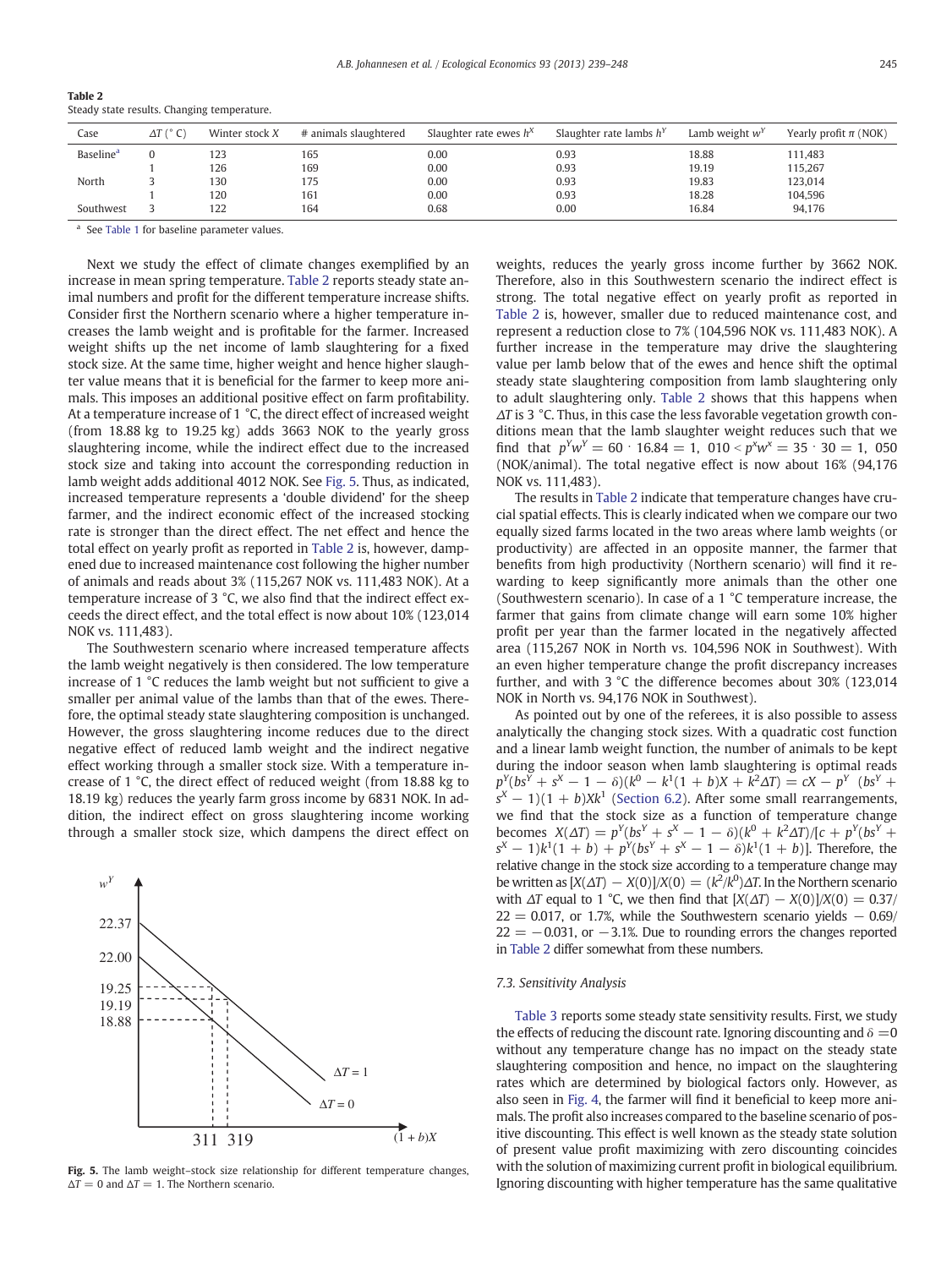**Table 2**
Steady state results. Changing temperature.

| Case | $\Delta T$ (° C) | Winter stock $X$ | # animals slaughtered | Slaughter rate ewes $h^X$ | Slaughter rate lambs $h^Y$ | Lamb weight $w^Y$ | Yearly profit $\pi$ (NOK) |
|---|---|---|---|---|---|---|---|
| Baseline[a] | 0 | 123 | 165 | 0.00 | 0.93 | 18.88 | 111,483 |
| | 1 | 126 | 169 | 0.00 | 0.93 | 19.19 | 115,267 |
| North | 3 | 130 | 175 | 0.00 | 0.93 | 19.83 | 123,014 |
| | 1 | 120 | 161 | 0.00 | 0.93 | 18.28 | 104,596 |
| Southwest | 3 | 122 | 164 | 0.68 | 0.00 | 16.84 | 94,176 |

[a] See Table 1 for baseline parameter values.

Next we study the effect of climate changes exemplified by an increase in mean spring temperature. Table 2 reports steady state animal numbers and profit for the different temperature increase shifts. Consider first the Northern scenario where a higher temperature increases the lamb weight and is profitable for the farmer. Increased weight shifts up the net income of lamb slaughtering for a fixed stock size. At the same time, higher weight and hence higher slaughter value means that it is beneficial for the farmer to keep more animals. This imposes an additional positive effect on farm profitability. At a temperature increase of 1 °C, the direct effect of increased weight (from 18.88 kg to 19.25 kg) adds 3663 NOK to the yearly gross slaughtering income, while the indirect effect due to the increased stock size and taking into account the corresponding reduction in lamb weight adds additional 4012 NOK. See Fig. 5. Thus, as indicated, increased temperature represents a 'double dividend' for the sheep farmer, and the indirect economic effect of the increased stocking rate is stronger than the direct effect. The net effect and hence the total effect on yearly profit as reported in Table 2 is, however, dampened due to increased maintenance cost following the higher number of animals and reads about 3% (115,267 NOK vs. 111,483 NOK). At a temperature increase of 3 °C, we also find that the indirect effect exceeds the direct effect, and the total effect is now about 10% (123,014 NOK vs. 111,483).

The Southwestern scenario where increased temperature affects the lamb weight negatively is then considered. The low temperature increase of 1 °C reduces the lamb weight but not sufficient to give a smaller per animal value of the lambs than that of the ewes. Therefore, the optimal steady state slaughtering composition is unchanged. However, the gross slaughtering income reduces due to the direct negative effect of reduced lamb weight and the indirect negative effect working through a smaller stock size. With a temperature increase of 1 °C, the direct effect of reduced weight (from 18.88 kg to 18.19 kg) reduces the yearly farm gross income by 6831 NOK. In addition, the indirect effect on gross slaughtering income working through a smaller stock size, which dampens the direct effect on weights, reduces the yearly gross income further by 3662 NOK. Therefore, also in this Southwestern scenario the indirect effect is strong. The total negative effect on yearly profit as reported in Table 2 is, however, smaller due to reduced maintenance cost, and represent a reduction close to 7% (104,596 NOK vs. 111,483 NOK). A further increase in the temperature may drive the slaughtering value per lamb below that of the ewes and hence shift the optimal steady state slaughtering composition from lamb slaughtering only to adult slaughtering only. Table 2 shows that this happens when $\Delta T$ is 3 °C. Thus, in this case the less favorable vegetation growth conditions mean that the lamb slaughter weight reduces such that we find that $p^Y w^Y = 60 \cdot 16.84 = 1,\ 010 < p^x w^x = 35 \cdot 30 = 1,\ 050$ (NOK/animal). The total negative effect is now about 16% (94,176 NOK vs. 111,483).

The results in Table 2 indicate that temperature changes have crucial spatial effects. This is clearly indicated when we compare our two equally sized farms located in the two areas where lamb weights (or productivity) are affected in an opposite manner, the farmer that benefits from high productivity (Northern scenario) will find it rewarding to keep significantly more animals than the other one (Southwestern scenario). In case of a 1 °C temperature increase, the farmer that gains from climate change will earn some 10% higher profit per year than the farmer located in the negatively affected area (115,267 NOK in North vs. 104,596 NOK in Southwest). With an even higher temperature change the profit discrepancy increases further, and with 3 °C the difference becomes about 30% (123,014 NOK in North vs. 94,176 NOK in Southwest).

As pointed out by one of the referees, it is also possible to assess analytically the changing stock sizes. With a quadratic cost function and a linear lamb weight function, the number of animals to be kept during the indoor season when lamb slaughtering is optimal reads $p^Y(bs^Y + s^X - 1 - \delta)(k^0 - k^1(1+b)X + k^2\Delta T) = cX - p^Y\ (bs^Y + s^X - 1)(1+b)Xk^1$ (Section 6.2). After some small rearrangements, we find that the stock size as a function of temperature change becomes $X(\Delta T) = p^Y(bs^Y + s^X - 1 - \delta)(k^0 + k^2\Delta T)/[c + p^Y(bs^Y + s^X - 1)k^1(1+b) + p^Y(bs^Y + s^X - 1 - \delta)k^1(1+b)]$. Therefore, the relative change in the stock size according to a temperature change may be written as $[X(\Delta T) - X(0)]/X(0) = (k^2/k^0)\Delta T$. In the Northern scenario with $\Delta T$ equal to 1 °C, we then find that $[X(\Delta T) - X(0)]/X(0) = 0.37/22 = 0.017$, or 1.7%, while the Southwestern scenario yields $-0.69/22 = -0.031$, or $-3.1$%. Due to rounding errors the changes reported in Table 2 differ somewhat from these numbers.

**Fig. 5.** The lamb weight–stock size relationship for different temperature changes, $\Delta T = 0$ and $\Delta T = 1$. The Northern scenario.

### 7.3. Sensitivity Analysis

Table 3 reports some steady state sensitivity results. First, we study the effects of reducing the discount rate. Ignoring discounting and $\delta = 0$ without any temperature change has no impact on the steady state slaughtering composition and hence, no impact on the slaughtering rates which are determined by biological factors only. However, as also seen in Fig. 4, the farmer will find it beneficial to keep more animals. The profit also increases compared to the baseline scenario of positive discounting. This effect is well known as the steady state solution of present value profit maximizing with zero discounting coincides with the solution of maximizing current profit in biological equilibrium. Ignoring discounting with higher temperature has the same qualitative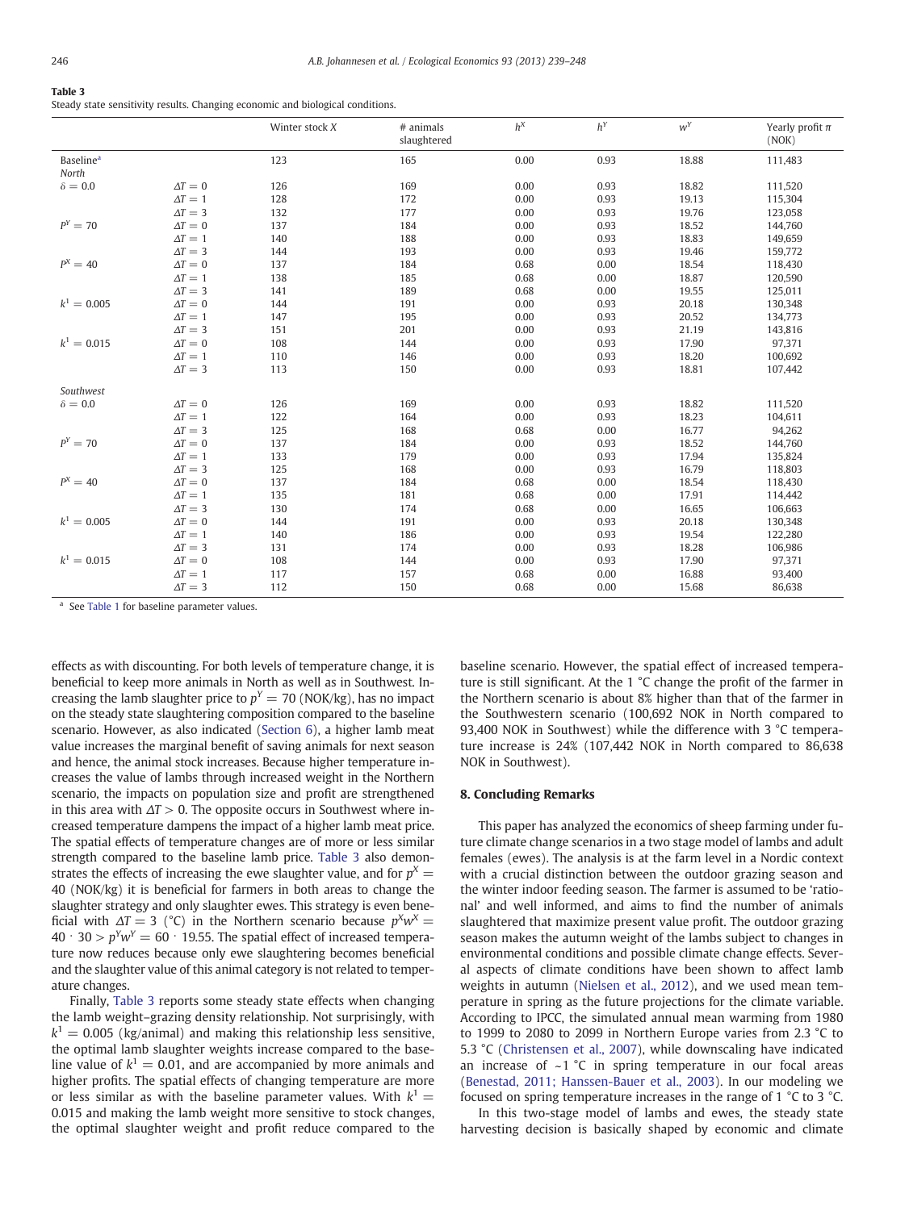**Table 3**
Steady state sensitivity results. Changing economic and biological conditions.

| | | Winter stock $X$ | # animals slaughtered | $h^X$ | $h^Y$ | $w^Y$ | Yearly profit $\pi$ (NOK) |
|---|---|---|---|---|---|---|---|
| Baseline[a] | | 123 | 165 | 0.00 | 0.93 | 18.88 | 111,483 |
| *North* | | | | | | | |
| $\delta = 0.0$ | $\Delta T = 0$ | 126 | 169 | 0.00 | 0.93 | 18.82 | 111,520 |
| | $\Delta T = 1$ | 128 | 172 | 0.00 | 0.93 | 19.13 | 115,304 |
| | $\Delta T = 3$ | 132 | 177 | 0.00 | 0.93 | 19.76 | 123,058 |
| $P^Y = 70$ | $\Delta T = 0$ | 137 | 184 | 0.00 | 0.93 | 18.52 | 144,760 |
| | $\Delta T = 1$ | 140 | 188 | 0.00 | 0.93 | 18.83 | 149,659 |
| | $\Delta T = 3$ | 144 | 193 | 0.00 | 0.93 | 19.46 | 159,772 |
| $P^X = 40$ | $\Delta T = 0$ | 137 | 184 | 0.68 | 0.00 | 18.54 | 118,430 |
| | $\Delta T = 1$ | 138 | 185 | 0.68 | 0.00 | 18.87 | 120,590 |
| | $\Delta T = 3$ | 141 | 189 | 0.68 | 0.00 | 19.55 | 125,011 |
| $k^1 = 0.005$ | $\Delta T = 0$ | 144 | 191 | 0.00 | 0.93 | 20.18 | 130,348 |
| | $\Delta T = 1$ | 147 | 195 | 0.00 | 0.93 | 20.52 | 134,773 |
| | $\Delta T = 3$ | 151 | 201 | 0.00 | 0.93 | 21.19 | 143,816 |
| $k^1 = 0.015$ | $\Delta T = 0$ | 108 | 144 | 0.00 | 0.93 | 17.90 | 97,371 |
| | $\Delta T = 1$ | 110 | 146 | 0.00 | 0.93 | 18.20 | 100,692 |
| | $\Delta T = 3$ | 113 | 150 | 0.00 | 0.93 | 18.81 | 107,442 |
| *Southwest* | | | | | | | |
| $\delta = 0.0$ | $\Delta T = 0$ | 126 | 169 | 0.00 | 0.93 | 18.82 | 111,520 |
| | $\Delta T = 1$ | 122 | 164 | 0.00 | 0.93 | 18.23 | 104,611 |
| | $\Delta T = 3$ | 125 | 168 | 0.68 | 0.00 | 16.77 | 94,262 |
| $P^Y = 70$ | $\Delta T = 0$ | 137 | 184 | 0.00 | 0.93 | 18.52 | 144,760 |
| | $\Delta T = 1$ | 133 | 179 | 0.00 | 0.93 | 17.94 | 135,824 |
| | $\Delta T = 3$ | 125 | 168 | 0.00 | 0.93 | 16.79 | 118,803 |
| $P^X = 40$ | $\Delta T = 0$ | 137 | 184 | 0.68 | 0.00 | 18.54 | 118,430 |
| | $\Delta T = 1$ | 135 | 181 | 0.68 | 0.00 | 17.91 | 114,442 |
| | $\Delta T = 3$ | 130 | 174 | 0.68 | 0.00 | 16.65 | 106,663 |
| $k^1 = 0.005$ | $\Delta T = 0$ | 144 | 191 | 0.00 | 0.93 | 20.18 | 130,348 |
| | $\Delta T = 1$ | 140 | 186 | 0.00 | 0.93 | 19.54 | 122,280 |
| | $\Delta T = 3$ | 131 | 174 | 0.00 | 0.93 | 18.28 | 106,986 |
| $k^1 = 0.015$ | $\Delta T = 0$ | 108 | 144 | 0.00 | 0.93 | 17.90 | 97,371 |
| | $\Delta T = 1$ | 117 | 157 | 0.68 | 0.00 | 16.88 | 93,400 |
| | $\Delta T = 3$ | 112 | 150 | 0.68 | 0.00 | 15.68 | 86,638 |

[a] See Table 1 for baseline parameter values.

effects as with discounting. For both levels of temperature change, it is beneficial to keep more animals in North as well as in Southwest. Increasing the lamb slaughter price to $p^Y = 70$ (NOK/kg), has no impact on the steady state slaughtering composition compared to the baseline scenario. However, as also indicated (Section 6), a higher lamb meat value increases the marginal benefit of saving animals for next season and hence, the animal stock increases. Because higher temperature increases the value of lambs through increased weight in the Northern scenario, the impacts on population size and profit are strengthened in this area with $\Delta T > 0$. The opposite occurs in Southwest where increased temperature dampens the impact of a higher lamb meat price. The spatial effects of temperature changes are of more or less similar strength compared to the baseline lamb price. Table 3 also demonstrates the effects of increasing the ewe slaughter value, and for $p^X = 40$ (NOK/kg) it is beneficial for farmers in both areas to change the slaughter strategy and only slaughter ewes. This strategy is even beneficial with $\Delta T = 3$ (°C) in the Northern scenario because $p^X w^X = 40 \cdot 30 > p^Y w^Y = 60 \cdot 19.55$. The spatial effect of increased temperature now reduces because only ewe slaughtering becomes beneficial and the slaughter value of this animal category is not related to temperature changes.

Finally, Table 3 reports some steady state effects when changing the lamb weight–grazing density relationship. Not surprisingly, with $k^1 = 0.005$ (kg/animal) and making this relationship less sensitive, the optimal lamb slaughter weights increase compared to the baseline value of $k^1 = 0.01$, and are accompanied by more animals and higher profits. The spatial effects of changing temperature are more or less similar as with the baseline parameter values. With $k^1 = 0.015$ and making the lamb weight more sensitive to stock changes, the optimal slaughter weight and profit reduce compared to the baseline scenario. However, the spatial effect of increased temperature is still significant. At the 1 °C change the profit of the farmer in the Northern scenario is about 8% higher than that of the farmer in the Southwestern scenario (100,692 NOK in North compared to 93,400 NOK in Southwest) while the difference with 3 °C temperature increase is 24% (107,442 NOK in North compared to 86,638 NOK in Southwest).

## 8. Concluding Remarks

This paper has analyzed the economics of sheep farming under future climate change scenarios in a two stage model of lambs and adult females (ewes). The analysis is at the farm level in a Nordic context with a crucial distinction between the outdoor grazing season and the winter indoor feeding season. The farmer is assumed to be 'rational' and well informed, and aims to find the number of animals slaughtered that maximize present value profit. The outdoor grazing season makes the autumn weight of the lambs subject to changes in environmental conditions and possible climate change effects. Several aspects of climate conditions have been shown to affect lamb weights in autumn (Nielsen et al., 2012), and we used mean temperature in spring as the future projections for the climate variable. According to IPCC, the simulated annual mean warming from 1980 to 1999 to 2080 to 2099 in Northern Europe varies from 2.3 °C to 5.3 °C (Christensen et al., 2007), while downscaling have indicated an increase of ~1 °C in spring temperature in our focal areas (Benestad, 2011; Hanssen-Bauer et al., 2003). In our modeling we focused on spring temperature increases in the range of 1 °C to 3 °C.

In this two-stage model of lambs and ewes, the steady state harvesting decision is basically shaped by economic and climate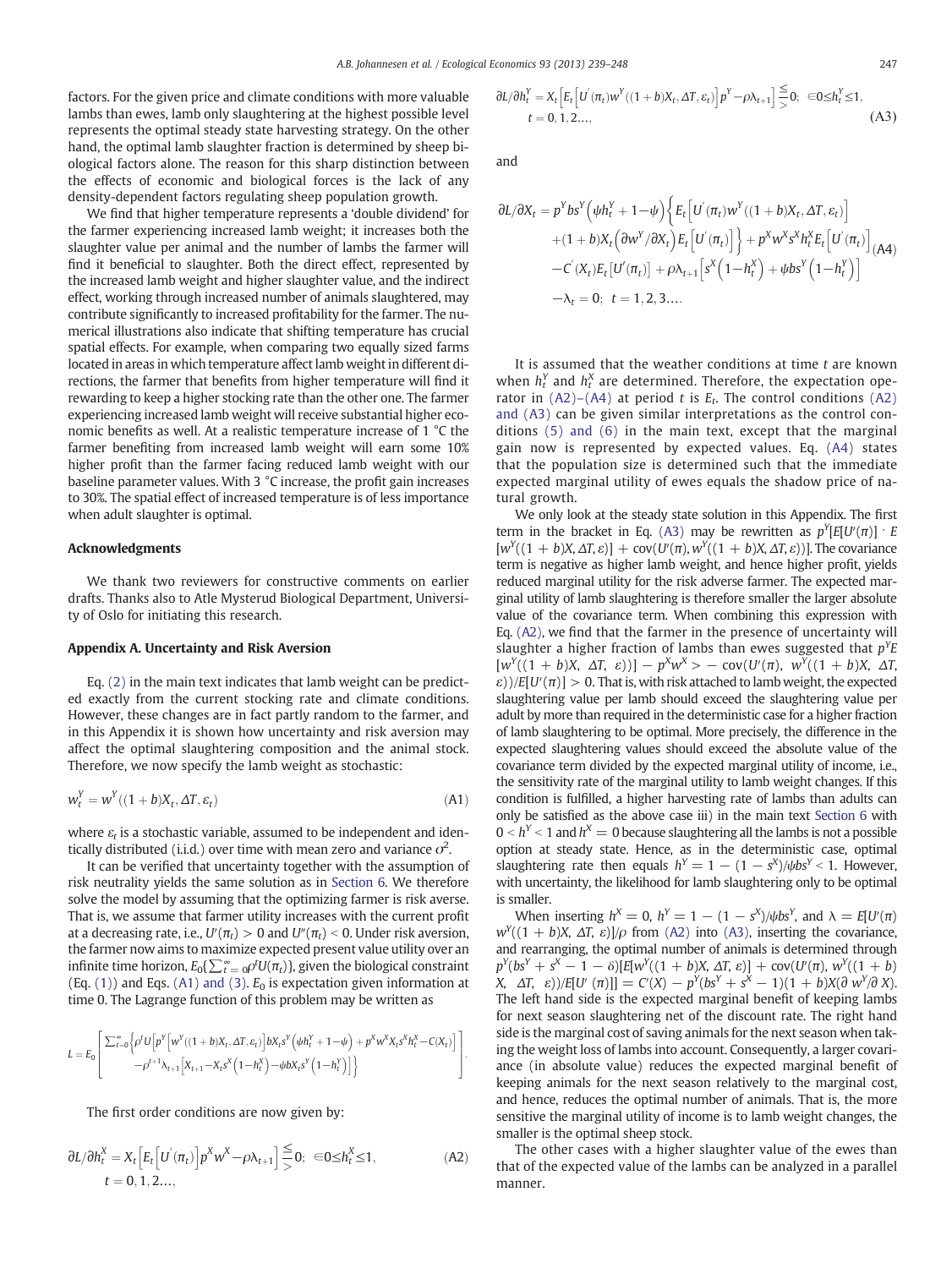factors. For the given price and climate conditions with more valuable lambs than ewes, lamb only slaughtering at the highest possible level represents the optimal steady state harvesting strategy. On the other hand, the optimal lamb slaughter fraction is determined by sheep biological factors alone. The reason for this sharp distinction between the effects of economic and biological forces is the lack of any density-dependent factors regulating sheep population growth.

We find that higher temperature represents a 'double dividend' for the farmer experiencing increased lamb weight; it increases both the slaughter value per animal and the number of lambs the farmer will find it beneficial to slaughter. Both the direct effect, represented by the increased lamb weight and higher slaughter value, and the indirect effect, working through increased number of animals slaughtered, may contribute significantly to increased profitability for the farmer. The numerical illustrations also indicate that shifting temperature has crucial spatial effects. For example, when comparing two equally sized farms located in areas in which temperature affect lamb weight in different directions, the farmer that benefits from higher temperature will find it rewarding to keep a higher stocking rate than the other one. The farmer experiencing increased lamb weight will receive substantial higher economic benefits as well. At a realistic temperature increase of 1 °C the farmer benefiting from increased lamb weight will earn some 10% higher profit than the farmer facing reduced lamb weight with our baseline parameter values. With 3 °C increase, the profit gain increases to 30%. The spatial effect of increased temperature is of less importance when adult slaughter is optimal.

## Acknowledgments

We thank two reviewers for constructive comments on earlier drafts. Thanks also to Atle Mysterud Biological Department, University of Oslo for initiating this research.

## Appendix A. Uncertainty and Risk Aversion

Eq. (2) in the main text indicates that lamb weight can be predicted exactly from the current stocking rate and climate conditions. However, these changes are in fact partly random to the farmer, and in this Appendix it is shown how uncertainty and risk aversion may affect the optimal slaughtering composition and the animal stock. Therefore, we now specify the lamb weight as stochastic:

$$w_t^Y = w^Y((1+b)X_t, \Delta T, \varepsilon_t) \tag{A1}$$

where $\varepsilon_t$ is a stochastic variable, assumed to be independent and identically distributed (i.i.d.) over time with mean zero and variance $\sigma^2$.

It can be verified that uncertainty together with the assumption of risk neutrality yields the same solution as in Section 6. We therefore solve the model by assuming that the optimizing farmer is risk averse. That is, we assume that farmer utility increases with the current profit at a decreasing rate, i.e., $U'(\pi_t) > 0$ and $U''(\pi_t) < 0$. Under risk aversion, the farmer now aims to maximize expected present value utility over an infinite time horizon, $E_0\{\sum_{t=0}^{\infty}\rho^t U(\pi_t)\}$, given the biological constraint (Eq. (1)) and Eqs. (A1) and (3). $E_0$ is expectation given information at time 0. The Lagrange function of this problem may be written as

$$L = E_0\left[\begin{array}{l}\sum_{t=0}^{\infty}\left\{\rho^t U\left[p^Y\left[w^Y((1+b)X_t, \Delta T, \varepsilon_t)\right]bX_t s^Y\left(\psi h_t^Y + 1 - \psi\right) + p^X w^X X_t s^X h_t^X - C(X_t)\right]\right. \\ \left. -\rho^{t+1}\lambda_{t+1}\left[X_{t+1} - X_t s^X\left(1-h_t^X\right) - \psi b X_t s^Y\left(1-h_t^Y\right)\right]\right\}\end{array}\right].$$

The first order conditions are now given by:

$$\partial L/\partial h_t^X = X_t\left[E_t\left[U'(\pi_t)\right]p^X w^X - \rho\lambda_{t+1}\right] \overset{\le}{>} 0; \quad \in 0 \le h_t^X \le 1, \quad t = 0, 1, 2\ldots, \tag{A2}$$

$$\partial L/\partial h_t^Y = X_t\left[E_t\left[U'(\pi_t)w^Y((1+b)X_t, \Delta T, \varepsilon_t)\right]p^Y - \rho\lambda_{t+1}\right] \overset{\le}{>} 0; \quad \in 0 \le h_t^Y \le 1, \quad t = 0, 1, 2\ldots, \tag{A3}$$

and

$$\begin{aligned}\partial L/\partial X_t = {} & p^Y b s^Y\left(\psi h_t^Y + 1 - \psi\right)\left\{E_t\left[U'(\pi_t)w^Y((1+b)X_t, \Delta T, \varepsilon_t)\right]\right. \\ & \left. + (1+b)X_t\left(\partial w^Y/\partial X_t\right)E_t\left[U'(\pi_t)\right]\right\} + p^X w^X s^X h_t^X E_t\left[U'(\pi_t)\right] \\ & - C'(X_t)E_t\left[U'(\pi_t)\right] + \rho\lambda_{t+1}\left[s^X\left(1-h_t^X\right) + \psi b s^Y\left(1-h_t^Y\right)\right] \\ & - \lambda_t = 0; \quad t = 1, 2, 3\ldots.\end{aligned} \tag{A4}$$

It is assumed that the weather conditions at time $t$ are known when $h_t^Y$ and $h_t^X$ are determined. Therefore, the expectation operator in (A2)–(A4) at period $t$ is $E_t$. The control conditions (A2) and (A3) can be given similar interpretations as the control conditions (5) and (6) in the main text, except that the marginal gain now is represented by expected values. Eq. (A4) states that the population size is determined such that the immediate expected marginal utility of ewes equals the shadow price of natural growth.

We only look at the steady state solution in this Appendix. The first term in the bracket in Eq. (A3) may be rewritten as $p^Y[E[U'(\pi)] \cdot E[w^Y((1+b)X, \Delta T, \varepsilon)] + \mathrm{cov}(U'(\pi), w^Y((1+b)X, \Delta T, \varepsilon))]$. The covariance term is negative as higher lamb weight, and hence higher profit, yields reduced marginal utility for the risk adverse farmer. The expected marginal utility of lamb slaughtering is therefore smaller the larger absolute value of the covariance term. When combining this expression with Eq. (A2), we find that the farmer in the presence of uncertainty will slaughter a higher fraction of lambs than ewes suggested that $p^Y E[w^Y((1+b)X, \Delta T, \varepsilon))] - p^X w^X > -\mathrm{cov}(U'(\pi), w^Y((1+b)X, \Delta T, \varepsilon))/E[U'(\pi)] > 0$. That is, with risk attached to lamb weight, the expected slaughtering value per lamb should exceed the slaughtering value per adult by more than required in the deterministic case for a higher fraction of lamb slaughtering to be optimal. More precisely, the difference in the expected slaughtering values should exceed the absolute value of the covariance term divided by the expected marginal utility of income, i.e., the sensitivity rate of the marginal utility to lamb weight changes. If this condition is fulfilled, a higher harvesting rate of lambs than adults can only be satisfied as the above case iii) in the main text Section 6 with $0 < h^Y < 1$ and $h^X = 0$ because slaughtering all the lambs is not a possible option at steady state. Hence, as in the deterministic case, optimal slaughtering rate then equals $h^Y = 1 - (1 - s^X)/\psi b s^Y < 1$. However, with uncertainty, the likelihood for lamb slaughtering only to be optimal is smaller.

When inserting $h^X = 0$, $h^Y = 1 - (1 - s^X)/\psi b s^Y$, and $\lambda = E[U'(\pi) w^Y((1+b)X, \Delta T, \varepsilon)]/\rho$ from (A2) into (A3), inserting the covariance, and rearranging, the optimal number of animals is determined through $p^Y(bs^Y + s^X - 1 - \delta)[E[w^Y((1+b)X, \Delta T, \varepsilon)] + \mathrm{cov}(U'(\pi), w^Y((1+b)X, \Delta T, \varepsilon))/E[U'(\pi)]] = C'(X) - p^Y(bs^Y + s^X - 1)(1+b)X(\partial w^Y/\partial X)$. The left hand side is the expected marginal benefit of keeping lambs for next season slaughtering net of the discount rate. The right hand side is the marginal cost of saving animals for the next season when taking the weight loss of lambs into account. Consequently, a larger covariance (in absolute value) reduces the expected marginal benefit of keeping animals for the next season relatively to the marginal cost, and hence, reduces the optimal number of animals. That is, the more sensitive the marginal utility of income is to lamb weight changes, the smaller is the optimal sheep stock.

The other cases with a higher slaughter value of the ewes than that of the expected value of the lambs can be analyzed in a parallel manner.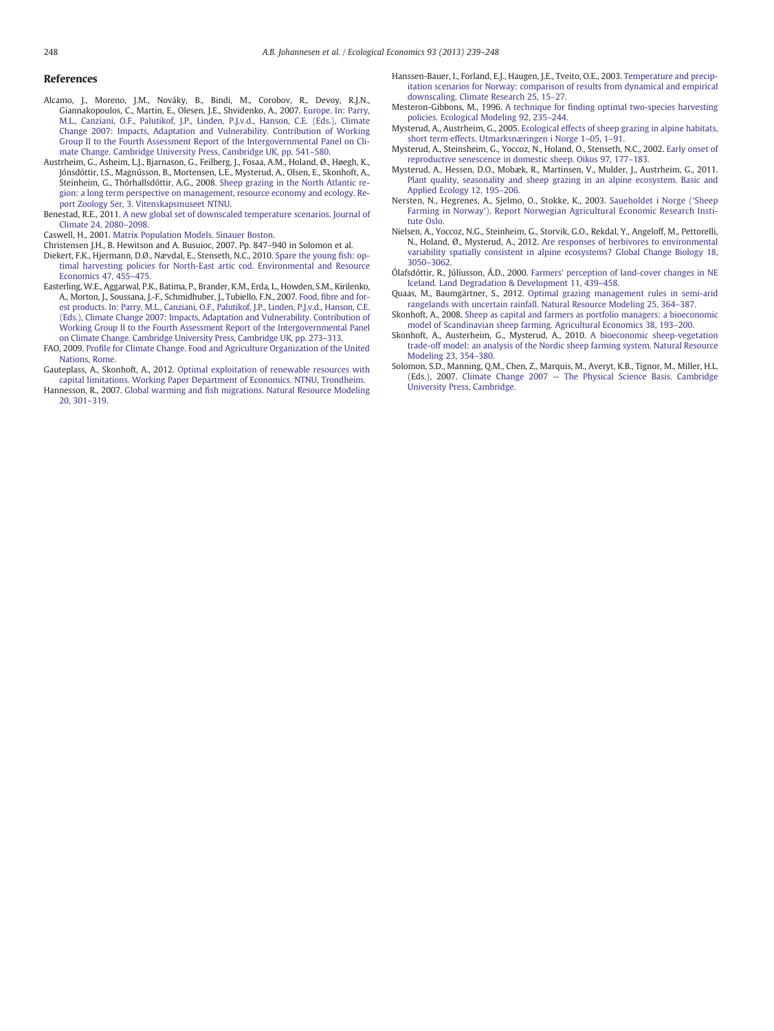## References

Alcamo, J., Moreno, J.M., Nováky, B., Bindi, M., Corobov, R., Devoy, R.J.N., Giannakopoulos, C., Martin, E., Olesen, J.E., Shvidenko, A., 2007. Europe. In: Parry, M.L., Canziani, O.F., Palutikof, J.P., Linden, P.J.v.d., Hanson, C.E. (Eds.), Climate Change 2007: Impacts, Adaptation and Vulnerability. Contribution of Working Group II to the Fourth Assessment Report of the Intergovernmental Panel on Climate Change. Cambridge University Press, Cambridge UK, pp. 541–580.

Austrheim, G., Asheim, L.J., Bjarnason, G., Feilberg, J., Fosaa, A.M., Holand, Ø., Høegh, K., Jónsdóttir, I.S., Magnússon, B., Mortensen, L.E., Mysterud, A., Olsen, E., Skonhoft, A., Steinheim, G., Thórhallsdóttir, A.G., 2008. Sheep grazing in the North Atlantic region: a long term perspective on management, resource economy and ecology. Report Zoology Ser, 3. Vitenskapsmuseet NTNU.

Benestad, R.E., 2011. A new global set of downscaled temperature scenarios. Journal of Climate 24, 2080–2098.

Caswell, H., 2001. Matrix Population Models. Sinauer Boston.

Christensen J.H., B. Hewitson and A. Busuioc, 2007. Pp. 847–940 in Solomon et al.

Diekert, F.K., Hjermann, D.Ø., Nævdal, E., Stenseth, N.C., 2010. Spare the young fish: optimal harvesting policies for North-East artic cod. Environmental and Resource Economics 47, 455–475.

Easterling, W.E., Aggarwal, P.K., Batima, P., Brander, K.M., Erda, L., Howden, S.M., Kirilenko, A., Morton, J., Soussana, J.-F., Schmidhuber, J., Tubiello, F.N., 2007. Food, fibre and forest products. In: Parry, M.L., Canziani, O.F., Palutikof, J.P., Linden, P.J.v.d., Hanson, C.E. (Eds.), Climate Change 2007: Impacts, Adaptation and Vulnerability. Contribution of Working Group II to the Fourth Assessment Report of the Intergovernmental Panel on Climate Change. Cambridge University Press, Cambridge UK, pp. 273–313.

FAO, 2009. Profile for Climate Change. Food and Agriculture Organization of the United Nations, Rome.

Gauteplass, A., Skonhoft, A., 2012. Optimal exploitation of renewable resources with capital limitations. Working Paper Department of Economics. NTNU, Trondheim.

Hannesson, R., 2007. Global warming and fish migrations. Natural Resource Modeling 20, 301–319.

Hanssen-Bauer, I., Forland, E.J., Haugen, J.E., Tveito, O.E., 2003. Temperature and precipitation scenarios for Norway: comparison of results from dynamical and empirical downscaling. Climate Research 25, 15–27.

Mesteron-Gibbons, M., 1996. A technique for finding optimal two-species harvesting policies. Ecological Modeling 92, 235–244.

Mysterud, A., Austrheim, G., 2005. Ecological effects of sheep grazing in alpine habitats, short term effects. Utmarksnæringen i Norge 1–05, 1–91.

Mysterud, A., Steinsheim, G., Yoccoz, N., Holand, O., Stenseth, N.C., 2002. Early onset of reproductive senescence in domestic sheep. Oikos 97, 177–183.

Mysterud, A., Hessen, D.O., Mobæk, R., Martinsen, V., Mulder, J., Austrheim, G., 2011. Plant quality, seasonality and sheep grazing in an alpine ecosystem. Basic and Applied Ecology 12, 195–206.

Nersten, N., Hegrenes, A., Sjelmo, O., Stokke, K., 2003. Saueholdet i Norge ('Sheep Farming in Norway'). Report Norwegian Agricultural Economic Research Institute Oslo.

Nielsen, A., Yoccoz, N.G., Steinheim, G., Storvik, G.O., Rekdal, Y., Angeloff, M., Pettorelli, N., Holand, Ø., Mysterud, A., 2012. Are responses of herbivores to environmental variability spatially consistent in alpine ecosystems? Global Change Biology 18, 3050–3062.

Ólafsdóttir, R., Júlíusson, Á.D., 2000. Farmers' perception of land-cover changes in NE Iceland. Land Degradation & Development 11, 439–458.

Quaas, M., Baumgärtner, S., 2012. Optimal grazing management rules in semi-arid rangelands with uncertain rainfall. Natural Resource Modeling 25, 364–387.

Skonhoft, A., 2008. Sheep as capital and farmers as portfolio managers: a bioeconomic model of Scandinavian sheep farming. Agricultural Economics 38, 193–200.

Skonhoft, A., Austerheim, G., Mysterud, A., 2010. A bioeconomic sheep-vegetation trade-off model: an analysis of the Nordic sheep farming system. Natural Resource Modeling 23, 354–380.

Solomon, S.D., Manning, Q.M., Chen, Z., Marquis, M., Averyt, K.B., Tignor, M., Miller, H.L. (Eds.), 2007. Climate Change 2007 — The Physical Science Basis. Cambridge University Press, Cambridge.